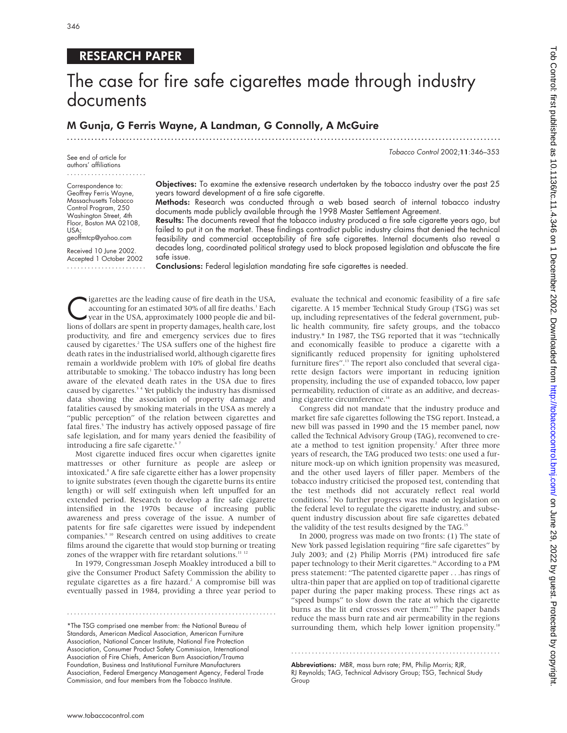RESEARCH PAPER

# The case for fire safe cigarettes made through industry documents

## M Gunja, G Ferris Wayne, A Landman, G Connolly, A McGuire

See end of article for authors' affiliations

Correspondence to: Geoffrey Ferris Wayne, Massachusetts Tobacco Control Program, 250 Washington Street, 4th Floor, Boston MA 02108, USA; geoffmtcp@yahoo.com

Received 10 June 2002. Accepted 1 October 2002

**Objectives:** To examine the extensive research undertaken by the tobacco industry over the past 25 years toward development of a fire safe cigarette.

**Methods:** Research was conducted through a web based search of internal tobacco industry documents made publicly available through the 1998 Master Settlement Agreement.

**Results:** The documents reveal that the tobacco industry produced a fire safe cigarette years ago, but failed to put it on the market. These findings contradict public industry claims that denied the technical feasibility and commercial acceptability of fire safe cigarettes. Internal documents also reveal a decades long, coordinated political strategy used to block proposed legislation and obfuscate the fire safe issue.

**Conclusions:** Federal legislation mandating fire safe cigarettes is needed.

Cigarettes are the leading cause of fire death in the USA, accounting for an estimated 30% of all fire deaths.[1] Each year in the USA, approximately 1000 people die and billions of dollars are spent in property damages, health care, lost productivity, and fire and emergency services due to fires caused by cigarettes.[2] The USA suffers one of the highest fire death rates in the industrialised world, although cigarette fires remain a worldwide problem with 10% of global fire deaths attributable to smoking.[1] The tobacco industry has long been aware of the elevated death rates in the USA due to fires caused by cigarettes.[3 4] Yet publicly the industry has dismissed data showing the association of property damage and fatalities caused by smoking materials in the USA as merely a "public perception" of the relation between cigarettes and fatal fires.[5] The industry has actively opposed passage of fire safe legislation, and for many years denied the feasibility of introducing a fire safe cigarette.[6 7]

Most cigarette induced fires occur when cigarettes ignite mattresses or other furniture as people are asleep or intoxicated.[8] A fire safe cigarette either has a lower propensity to ignite substrates (even though the cigarette burns its entire length) or will self extinguish when left unpuffed for an extended period. Research to develop a fire safe cigarette intensified in the 1970s because of increasing public awareness and press coverage of the issue. A number of patents for fire safe cigarettes were issued by independent companies.[9 10] Research centred on using additives to create films around the cigarette that would stop burning or treating zones of the wrapper with fire retardant solutions.[11 12]

In 1979, Congressman Joseph Moakley introduced a bill to give the Consumer Product Safety Commission the ability to regulate cigarettes as a fire hazard.[2] A compromise bill was eventually passed in 1984, providing a three year period to evaluate the technical and economic feasibility of a fire safe cigarette. A 15 member Technical Study Group (TSG) was set up, including representatives of the federal government, public health community, fire safety groups, and the tobacco industry.* In 1987, the TSG reported that it was "technically and economically feasible to produce a cigarette with a significantly reduced propensity for igniting upholstered furniture fires".[13] The report also concluded that several cigarette design factors were important in reducing ignition propensity, including the use of expanded tobacco, low paper permeability, reduction of citrate as an additive, and decreasing cigarette circumference.[14]

Congress did not mandate that the industry produce and market fire safe cigarettes following the TSG report. Instead, a new bill was passed in 1990 and the 15 member panel, now called the Technical Advisory Group (TAG), reconvened to create a method to test ignition propensity.[2] After three more years of research, the TAG produced two tests: one used a furniture mock-up on which ignition propensity was measured, and the other used layers of filler paper. Members of the tobacco industry criticised the proposed test, contending that the test methods did not accurately reflect real world conditions.[7] No further progress was made on legislation on the federal level to regulate the cigarette industry, and subsequent industry discussion about fire safe cigarettes debated the validity of the test results designed by the TAG.[15]

In 2000, progress was made on two fronts: (1) The state of New York passed legislation requiring "fire safe cigarettes" by July 2003; and (2) Philip Morris (PM) introduced fire safe paper technology to their Merit cigarettes.[16] According to a PM press statement: "The patented cigarette paper . . .has rings of ultra-thin paper that are applied on top of traditional cigarette paper during the paper making process. These rings act as "speed bumps" to slow down the rate at which the cigarette burns as the lit end crosses over them."[17] The paper bands reduce the mass burn rate and air permeability in the regions surrounding them, which help lower ignition propensity.[18]

*The TSG comprised one member from: the National Bureau of Standards, American Medical Association, American Furniture Association, National Cancer Institute, National Fire Protection Association, Consumer Product Safety Commission, International Association of Fire Chiefs, American Burn Association/Trauma Foundation, Business and Institutional Furniture Manufacturers Association, Federal Emergency Management Agency, Federal Trade Commission, and four members from the Tobacco Institute.

**Abbreviations:** MBR, mass burn rate; PM, Philip Morris; RJR, RJ Reynolds; TAG, Technical Advisory Group; TSG, Technical Study Group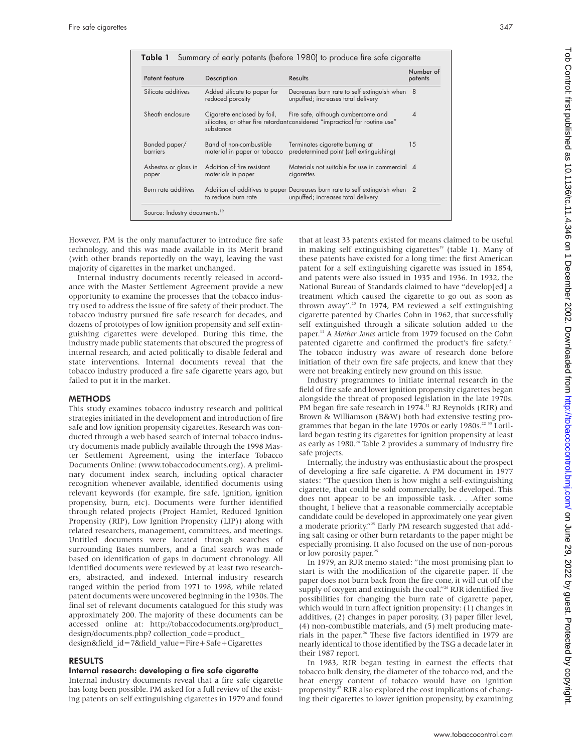**Table 1** Summary of early patents (before 1980) to produce fire safe cigarette

| Patent feature | Description | Results | Number of patents |
|---|---|---|---|
| Silicate additives | Added silicate to paper for reduced porosity | Decreases burn rate to self extinguish when unpuffed; increases total delivery | 8 |
| Sheath enclosure | Cigarette enclosed by foil, silicates, or other fire retardant substance | Fire safe, although cumbersome and considered "impractical for routine use" | 4 |
| Banded paper/ barriers | Band of non-combustible material in paper or tobacco | Terminates cigarette burning at predetermined point (self extinguishing) | 15 |
| Asbestos or glass in paper | Addition of fire resistant materials in paper | Materials not suitable for use in commercial cigarettes | 4 |
| Burn rate additives | Addition of additives to paper to reduce burn rate | Decreases burn rate to self extinguish when unpuffed; increases total delivery | 2 |

Source: Industry documents.[19]

However, PM is the only manufacturer to introduce fire safe technology, and this was made available in its Merit brand (with other brands reportedly on the way), leaving the vast majority of cigarettes in the market unchanged.

Internal industry documents recently released in accordance with the Master Settlement Agreement provide a new opportunity to examine the processes that the tobacco industry used to address the issue of fire safety of their product. The tobacco industry pursued fire safe research for decades, and dozens of prototypes of low ignition propensity and self extinguishing cigarettes were developed. During this time, the industry made public statements that obscured the progress of internal research, and acted politically to disable federal and state interventions. Internal documents reveal that the tobacco industry produced a fire safe cigarette years ago, but failed to put it in the market.

## METHODS

This study examines tobacco industry research and political strategies initiated in the development and introduction of fire safe and low ignition propensity cigarettes. Research was conducted through a web based search of internal tobacco industry documents made publicly available through the 1998 Master Settlement Agreement, using the interface Tobacco Documents Online: (www.tobaccodocuments.org). A preliminary document index search, including optical character recognition whenever available, identified documents using relevant keywords (for example, fire safe, ignition, ignition propensity, burn, etc). Documents were further identified through related projects (Project Hamlet, Reduced Ignition Propensity (RIP), Low Ignition Propensity (LIP)) along with related researchers, management, committees, and meetings. Untitled documents were located through searches of surrounding Bates numbers, and a final search was made based on identification of gaps in document chronology. All identified documents were reviewed by at least two researchers, abstracted, and indexed. Internal industry research ranged within the period from 1971 to 1998, while related patent documents were uncovered beginning in the 1930s. The final set of relevant documents catalogued for this study was approximately 200. The majority of these documents can be accessed online at: http://tobaccodocuments.org/product_design/documents.php? collection_code=product_design&field_id=7&field_value=Fire+Safe+Cigarettes

## RESULTS

### Internal research: developing a fire safe cigarette

Internal industry documents reveal that a fire safe cigarette has long been possible. PM asked for a full review of the existing patents on self extinguishing cigarettes in 1979 and found that at least 33 patents existed for means claimed to be useful in making self extinguishing cigarettes[19] (table 1). Many of these patents have existed for a long time: the first American patent for a self extinguishing cigarette was issued in 1854, and patents were also issued in 1935 and 1936. In 1932, the National Bureau of Standards claimed to have "develop[ed] a treatment which caused the cigarette to go out as soon as thrown away".[20] In 1974, PM reviewed a self extinguishing cigarette patented by Charles Cohn in 1962, that successfully self extinguished through a silicate solution added to the paper.[11] A *Mother Jones* article from 1979 focused on the Cohn patented cigarette and confirmed the product's fire safety.[21] The tobacco industry was aware of research done before initiation of their own fire safe projects, and knew that they were not breaking entirely new ground on this issue.

Industry programmes to initiate internal research in the field of fire safe and lower ignition propensity cigarettes began alongside the threat of proposed legislation in the late 1970s. PM began fire safe research in 1974.[11] RJ Reynolds (RJR) and Brown & Williamson (B&W) both had extensive testing programmes that began in the late 1970s or early 1980s.[22 23] Lorillard began testing its cigarettes for ignition propensity at least as early as 1980.[24] Table 2 provides a summary of industry fire safe projects.

Internally, the industry was enthusiastic about the prospect of developing a fire safe cigarette. A PM document in 1977 states: "The question then is how might a self-extinguishing cigarette, that could be sold commercially, be developed. This does not appear to be an impossible task. . . .After some thought, I believe that a reasonable commercially acceptable candidate could be developed in approximately one year given a moderate priority."[25] Early PM research suggested that adding salt casing or other burn retardants to the paper might be especially promising. It also focused on the use of non-porous or low porosity paper.[25]

In 1979, an RJR memo stated: "the most promising plan to start is with the modification of the cigarette paper. If the paper does not burn back from the fire cone, it will cut off the supply of oxygen and extinguish the coal."[26] RJR identified five possibilities for changing the burn rate of cigarette paper, which would in turn affect ignition propensity: (1) changes in additives, (2) changes in paper porosity, (3) paper filler level, (4) non-combustible materials, and (5) melt producing materials in the paper.[26] These five factors identified in 1979 are nearly identical to those identified by the TSG a decade later in their 1987 report.

In 1983, RJR began testing in earnest the effects that tobacco bulk density, the diameter of the tobacco rod, and the heat energy content of tobacco would have on ignition propensity.[27] RJR also explored the cost implications of changing their cigarettes to lower ignition propensity, by examining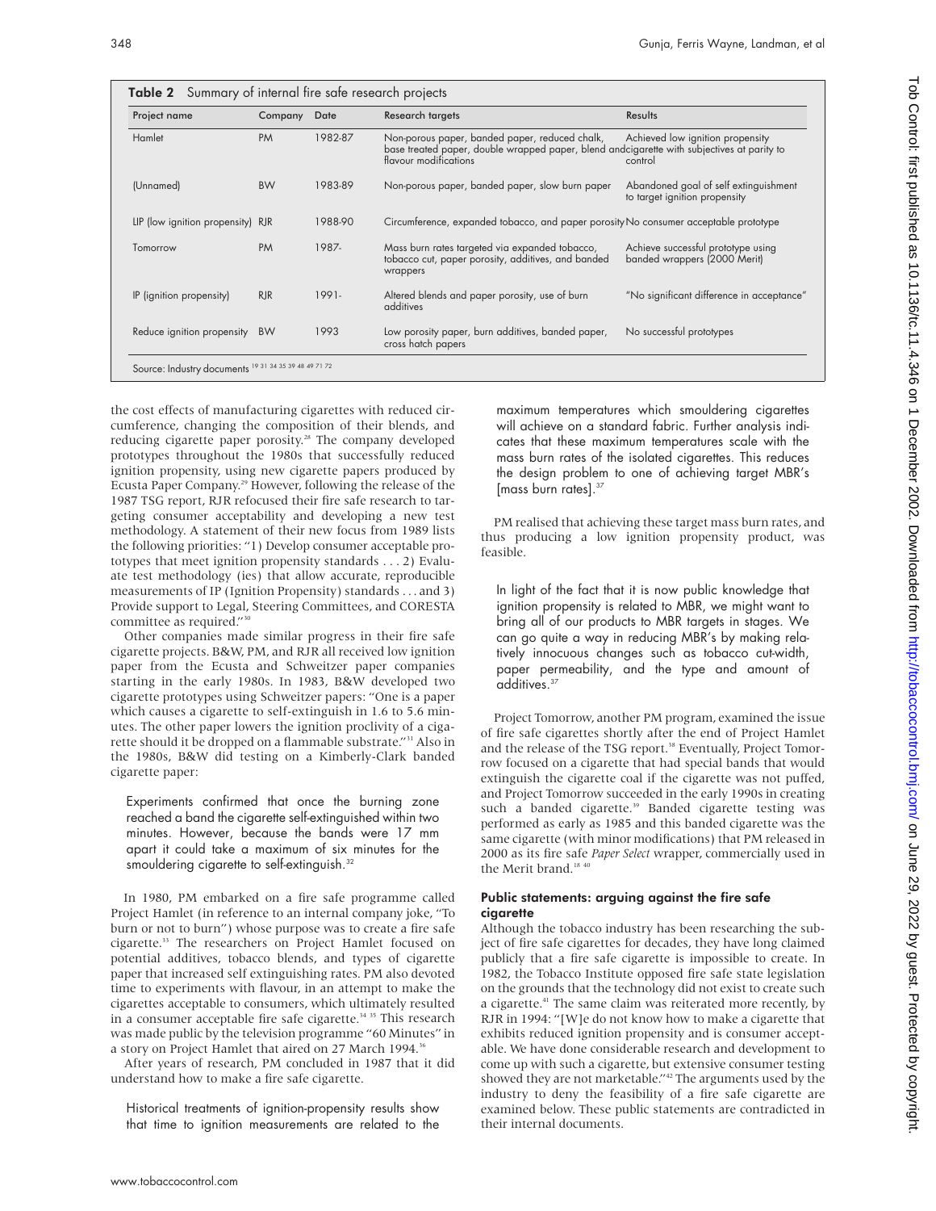**Table 2** Summary of internal fire safe research projects

| Project name | Company | Date | Research targets | Results |
|---|---|---|---|---|
| Hamlet | PM | 1982-87 | Non-porous paper, banded paper, reduced chalk, base treated paper, double wrapped paper, blend and flavour modifications | Achieved low ignition propensity cigarette with subjectives at parity to control |
| (Unnamed) | BW | 1983-89 | Non-porous paper, banded paper, slow burn paper | Abandoned goal of self extinguishment to target ignition propensity |
| LIP (low ignition propensity) | RJR | 1988-90 | Circumference, expanded tobacco, and paper porosity | No consumer acceptable prototype |
| Tomorrow | PM | 1987- | Mass burn rates targeted via expanded tobacco, tobacco cut, paper porosity, additives, and banded wrappers | Achieve successful prototype using banded wrappers (2000 Merit) |
| IP (ignition propensity) | RJR | 1991- | Altered blends and paper porosity, use of burn additives | "No significant difference in acceptance" |
| Reduce ignition propensity | BW | 1993 | Low porosity paper, burn additives, banded paper, cross hatch papers | No successful prototypes |

Source: Industry documents [19 31 34 35 39 48 49 71 72]

the cost effects of manufacturing cigarettes with reduced circumference, changing the composition of their blends, and reducing cigarette paper porosity.[28] The company developed prototypes throughout the 1980s that successfully reduced ignition propensity, using new cigarette papers produced by Ecusta Paper Company.[29] However, following the release of the 1987 TSG report, RJR refocused their fire safe research to targeting consumer acceptability and developing a new test methodology. A statement of their new focus from 1989 lists the following priorities: "1) Develop consumer acceptable prototypes that meet ignition propensity standards . . . 2) Evaluate test methodology (ies) that allow accurate, reproducible measurements of IP (Ignition Propensity) standards . . . and 3) Provide support to Legal, Steering Committees, and CORESTA committee as required."[30]

Other companies made similar progress in their fire safe cigarette projects. B&W, PM, and RJR all received low ignition paper from the Ecusta and Schweitzer paper companies starting in the early 1980s. In 1983, B&W developed two cigarette prototypes using Schweitzer papers: "One is a paper which causes a cigarette to self-extinguish in 1.6 to 5.6 minutes. The other paper lowers the ignition proclivity of a cigarette should it be dropped on a flammable substrate."[31] Also in the 1980s, B&W did testing on a Kimberly-Clark banded cigarette paper:

> Experiments confirmed that once the burning zone reached a band the cigarette self-extinguished within two minutes. However, because the bands were 17 mm apart it could take a maximum of six minutes for the smouldering cigarette to self-extinguish.[32]

In 1980, PM embarked on a fire safe programme called Project Hamlet (in reference to an internal company joke, "To burn or not to burn") whose purpose was to create a fire safe cigarette.[33] The researchers on Project Hamlet focused on potential additives, tobacco blends, and types of cigarette paper that increased self extinguishing rates. PM also devoted time to experiments with flavour, in an attempt to make the cigarettes acceptable to consumers, which ultimately resulted in a consumer acceptable fire safe cigarette.[34 35] This research was made public by the television programme "60 Minutes" in a story on Project Hamlet that aired on 27 March 1994.[36]

After years of research, PM concluded in 1987 that it did understand how to make a fire safe cigarette.

> Historical treatments of ignition-propensity results show that time to ignition measurements are related to the maximum temperatures which smouldering cigarettes will achieve on a standard fabric. Further analysis indicates that these maximum temperatures scale with the mass burn rates of the isolated cigarettes. This reduces the design problem to one of achieving target MBR's [mass burn rates].[37]

PM realised that achieving these target mass burn rates, and thus producing a low ignition propensity product, was feasible.

> In light of the fact that it is now public knowledge that ignition propensity is related to MBR, we might want to bring all of our products to MBR targets in stages. We can go quite a way in reducing MBR's by making relatively innocuous changes such as tobacco cut-width, paper permeability, and the type and amount of additives.[37]

Project Tomorrow, another PM program, examined the issue of fire safe cigarettes shortly after the end of Project Hamlet and the release of the TSG report.[38] Eventually, Project Tomorrow focused on a cigarette that had special bands that would extinguish the cigarette coal if the cigarette was not puffed, and Project Tomorrow succeeded in the early 1990s in creating such a banded cigarette.[39] Banded cigarette testing was performed as early as 1985 and this banded cigarette was the same cigarette (with minor modifications) that PM released in 2000 as its fire safe *Paper Select* wrapper, commercially used in the Merit brand.[18 40]

### Public statements: arguing against the fire safe cigarette

Although the tobacco industry has been researching the subject of fire safe cigarettes for decades, they have long claimed publicly that a fire safe cigarette is impossible to create. In 1982, the Tobacco Institute opposed fire safe state legislation on the grounds that the technology did not exist to create such a cigarette.[41] The same claim was reiterated more recently, by RJR in 1994: "[W]e do not know how to make a cigarette that exhibits reduced ignition propensity and is consumer acceptable. We have done considerable research and development to come up with such a cigarette, but extensive consumer testing showed they are not marketable."[42] The arguments used by the industry to deny the feasibility of a fire safe cigarette are examined below. These public statements are contradicted in their internal documents.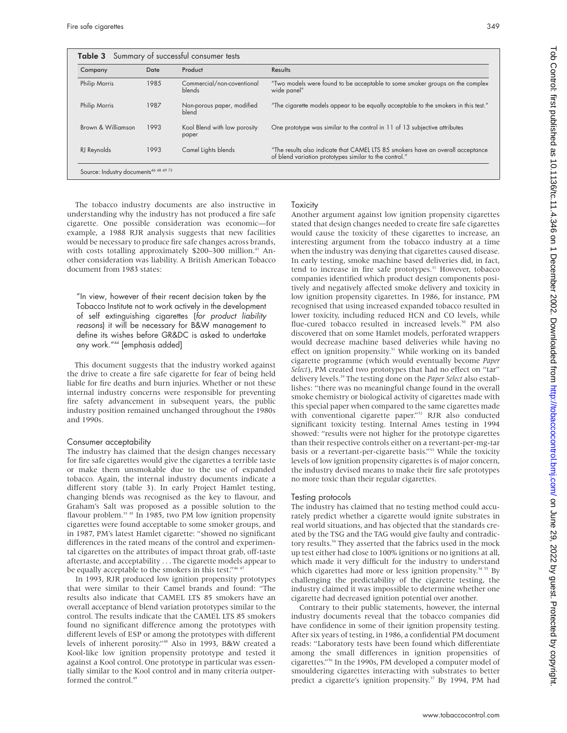**Table 3** Summary of successful consumer tests

| Company | Date | Product | Results |
|---|---|---|---|
| Philip Morris | 1985 | Commercial/non-conventional blends | "Two models were found to be acceptable to some smoker groups on the complex wide panel" |
| Philip Morris | 1987 | Non-porous paper, modified blend | "The cigarette models appear to be equally acceptable to the smokers in this test." |
| Brown & Williamson | 1993 | Kool Blend with low porosity paper | One prototype was similar to the control in 11 of 13 subjective attributes |
| RJ Reynolds | 1993 | Camel Lights blends | "The results also indicate that CAMEL LTS 85 smokers have an overall acceptance of blend variation prototypes similar to the control." |

Source: Industry documents[46 48 49 73]

The tobacco industry documents are also instructive in understanding why the industry has not produced a fire safe cigarette. One possible consideration was economic—for example, a 1988 RJR analysis suggests that new facilities would be necessary to produce fire safe changes across brands, with costs totalling approximately \$200–300 million.[43] Another consideration was liability. A British American Tobacco document from 1983 states:

> "In view, however of their recent decision taken by the Tobacco Institute not to work actively in the development of self extinguishing cigarettes (*for product liability reasons*) it will be necessary for B&W management to define its wishes before GR&DC is asked to undertake any work."[44] [emphasis added]

This document suggests that the industry worked against the drive to create a fire safe cigarette for fear of being held liable for fire deaths and burn injuries. Whether or not these internal industry concerns were responsible for preventing fire safety advancement in subsequent years, the public industry position remained unchanged throughout the 1980s and 1990s.

## Consumer acceptability

The industry has claimed that the design changes necessary for fire safe cigarettes would give the cigarettes a terrible taste or make them unsmokable due to the use of expanded tobacco. Again, the internal industry documents indicate a different story (table 3). In early Project Hamlet testing, changing blends was recognised as the key to flavour, and Graham's Salt was proposed as a possible solution to the flavour problem.[35 45] In 1985, two PM low ignition propensity cigarettes were found acceptable to some smoker groups, and in 1987, PM's latest Hamlet cigarette: "showed no significant differences in the rated means of the control and experimental cigarettes on the attributes of impact throat grab, off-taste aftertaste, and acceptability . . . The cigarette models appear to be equally acceptable to the smokers in this test."[46 47]

In 1993, RJR produced low ignition propensity prototypes that were similar to their Camel brands and found: "The results also indicate that CAMEL LTS 85 smokers have an overall acceptance of blend variation prototypes similar to the control. The results indicate that the CAMEL LTS 85 smokers found no significant difference among the prototypes with different levels of ESP or among the prototypes with different levels of inherent porosity."[48] Also in 1993, B&W created a Kool-like low ignition propensity prototype and tested it against a Kool control. One prototype in particular was essentially similar to the Kool control and in many criteria outperformed the control.[49]

## Toxicity

Another argument against low ignition propensity cigarettes stated that design changes needed to create fire safe cigarettes would cause the toxicity of these cigarettes to increase, an interesting argument from the tobacco industry at a time when the industry was denying that cigarettes caused disease. In early testing, smoke machine based deliveries did, in fact, tend to increase in fire safe prototypes.[31] However, tobacco companies identified which product design components positively and negatively affected smoke delivery and toxicity in low ignition propensity cigarettes. In 1986, for instance, PM recognised that using increased expanded tobacco resulted in lower toxicity, including reduced HCN and CO levels, while flue-cured tobacco resulted in increased levels.[50] PM also discovered that on some Hamlet models, perforated wrappers would decrease machine based deliveries while having no effect on ignition propensity.[51] While working on its banded cigarette programme (which would eventually become *Paper Select*), PM created two prototypes that had no effect on "tar" delivery levels.[39] The testing done on the *Paper Select* also establishes: "there was no meaningful change found in the overall smoke chemistry or biological activity of cigarettes made with this special paper when compared to the same cigarettes made with conventional cigarette paper."[52] RJR also conducted significant toxicity testing. Internal Ames testing in 1994 showed: "results were not higher for the prototype cigarettes than their respective controls either on a revertant-per-mg-tar basis or a revertant-per-cigarette basis."[53] While the toxicity levels of low ignition propensity cigarettes is of major concern, the industry devised means to make their fire safe prototypes no more toxic than their regular cigarettes.

## Testing protocols

The industry has claimed that no testing method could accurately predict whether a cigarette would ignite substrates in real world situations, and has objected that the standards created by the TSG and the TAG would give faulty and contradictory results.[54] They asserted that the fabrics used in the mock up test either had close to 100% ignitions or no ignitions at all, which made it very difficult for the industry to understand which cigarettes had more or less ignition propensity.[54 55] By challenging the predictability of the cigarette testing, the industry claimed it was impossible to determine whether one cigarette had decreased ignition potential over another.

Contrary to their public statements, however, the internal industry documents reveal that the tobacco companies did have confidence in some of their ignition propensity testing. After six years of testing, in 1986, a confidential PM document reads: "Laboratory tests have been found which differentiate among the small differences in ignition propensities of cigarettes."[56] In the 1990s, PM developed a computer model of smouldering cigarettes interacting with substrates to better predict a cigarette's ignition propensity.[57] By 1994, PM had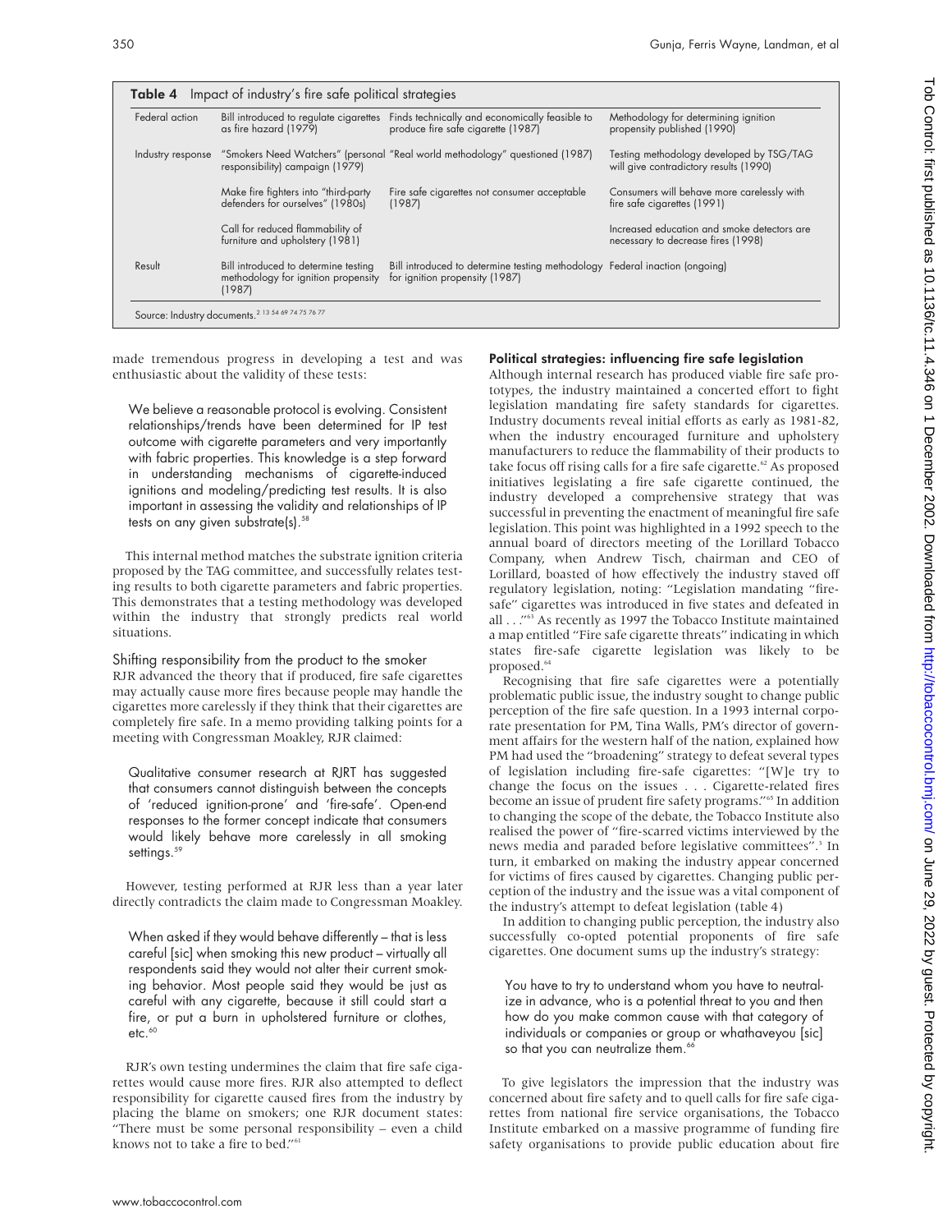**Table 4** Impact of industry's fire safe political strategies

| | | | |
|---|---|---|---|
| Federal action | Bill introduced to regulate cigarettes as fire hazard (1979) | Finds technically and economically feasible to produce fire safe cigarette (1987) | Methodology for determining ignition propensity published (1990) |
| Industry response | "Smokers Need Watchers" (personal responsibility) campaign (1979) | "Real world methodology" questioned (1987) | Testing methodology developed by TSG/TAG will give contradictory results (1990) |
| | Make fire fighters into "third-party defenders for ourselves" (1980s) | Fire safe cigarettes not consumer acceptable (1987) | Consumers will behave more carelessly with fire safe cigarettes (1991) |
| | Call for reduced flammability of furniture and upholstery (1981) | | Increased education and smoke detectors are necessary to decrease fires (1998) |
| Result | Bill introduced to determine testing methodology for ignition propensity (1987) | Bill introduced to determine testing methodology for ignition propensity (1987) | Federal inaction (ongoing) |

Source: Industry documents.[2 13 54 69 74 75 76 77]

made tremendous progress in developing a test and was enthusiastic about the validity of these tests:

> We believe a reasonable protocol is evolving. Consistent relationships/trends have been determined for IP test outcome with cigarette parameters and very importantly with fabric properties. This knowledge is a step forward in understanding mechanisms of cigarette-induced ignitions and modeling/predicting test results. It is also important in assessing the validity and relationships of IP tests on any given substrate(s).[58]

This internal method matches the substrate ignition criteria proposed by the TAG committee, and successfully relates testing results to both cigarette parameters and fabric properties. This demonstrates that a testing methodology was developed within the industry that strongly predicts real world situations.

### Shifting responsibility from the product to the smoker

RJR advanced the theory that if produced, fire safe cigarettes may actually cause more fires because people may handle the cigarettes more carelessly if they think that their cigarettes are completely fire safe. In a memo providing talking points for a meeting with Congressman Moakley, RJR claimed:

> Qualitative consumer research at RJRT has suggested that consumers cannot distinguish between the concepts of 'reduced ignition-prone' and 'fire-safe'. Open-end responses to the former concept indicate that consumers would likely behave more carelessly in all smoking settings.[59]

However, testing performed at RJR less than a year later directly contradicts the claim made to Congressman Moakley.

> When asked if they would behave differently – that is less careful [sic] when smoking this new product – virtually all respondents said they would not alter their current smoking behavior. Most people said they would be just as careful with any cigarette, because it still could start a fire, or put a burn in upholstered furniture or clothes, etc.[60]

RJR's own testing undermines the claim that fire safe cigarettes would cause more fires. RJR also attempted to deflect responsibility for cigarette caused fires from the industry by placing the blame on smokers; one RJR document states: "There must be some personal responsibility – even a child knows not to take a fire to bed."[61]

## Political strategies: influencing fire safe legislation

Although internal research has produced viable fire safe prototypes, the industry maintained a concerted effort to fight legislation mandating fire safety standards for cigarettes. Industry documents reveal initial efforts as early as 1981-82, when the industry encouraged furniture and upholstery manufacturers to reduce the flammability of their products to take focus off rising calls for a fire safe cigarette.[62] As proposed initiatives legislating a fire safe cigarette continued, the industry developed a comprehensive strategy that was successful in preventing the enactment of meaningful fire safe legislation. This point was highlighted in a 1992 speech to the annual board of directors meeting of the Lorillard Tobacco Company, when Andrew Tisch, chairman and CEO of Lorillard, boasted of how effectively the industry staved off regulatory legislation, noting: "Legislation mandating "fire-safe" cigarettes was introduced in five states and defeated in all . . ."[63] As recently as 1997 the Tobacco Institute maintained a map entitled "Fire safe cigarette threats" indicating in which states fire-safe cigarette legislation was likely to be proposed.[64]

Recognising that fire safe cigarettes were a potentially problematic public issue, the industry sought to change public perception of the fire safe question. In a 1993 internal corporate presentation for PM, Tina Walls, PM's director of government affairs for the western half of the nation, explained how PM had used the "broadening" strategy to defeat several types of legislation including fire-safe cigarettes: "[W]e try to change the focus on the issues . . . Cigarette-related fires become an issue of prudent fire safety programs."[65] In addition to changing the scope of the debate, the Tobacco Institute also realised the power of "fire-scarred victims interviewed by the news media and paraded before legislative committees".[3] In turn, it embarked on making the industry appear concerned for victims of fires caused by cigarettes. Changing public perception of the industry and the issue was a vital component of the industry's attempt to defeat legislation (table 4)

In addition to changing public perception, the industry also successfully co-opted potential proponents of fire safe cigarettes. One document sums up the industry's strategy:

> You have to try to understand whom you have to neutralize in advance, who is a potential threat to you and then how do you make common cause with that category of individuals or companies or group or whathaveyou [sic] so that you can neutralize them.[66]

To give legislators the impression that the industry was concerned about fire safety and to quell calls for fire safe cigarettes from national fire service organisations, the Tobacco Institute embarked on a massive programme of funding fire safety organisations to provide public education about fire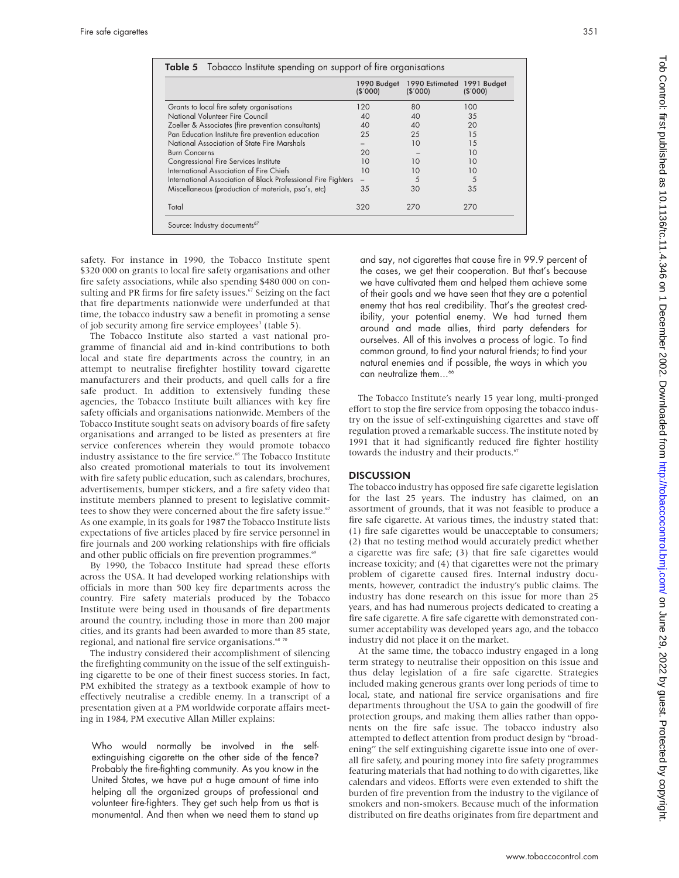**Table 5** Tobacco Institute spending on support of fire organisations

| | 1990 Budget ($'000) | 1990 Estimated ($'000) | 1991 Budget ($'000) |
|---|---|---|---|
| Grants to local fire safety organisations | 120 | 80 | 100 |
| National Volunteer Fire Council | 40 | 40 | 35 |
| Zoeller & Associates (fire prevention consultants) | 40 | 40 | 20 |
| Pan Education Institute fire prevention education | 25 | 25 | 15 |
| National Association of State Fire Marshals | – | 10 | 15 |
| Burn Concerns | 20 | – | 10 |
| Congressional Fire Services Institute | 10 | 10 | 10 |
| International Association of Fire Chiefs | 10 | 10 | 10 |
| International Association of Black Professional Fire Fighters | – | 5 | 5 |
| Miscellaneous (production of materials, psa's, etc) | 35 | 30 | 35 |
| Total | 320 | 270 | 270 |

Source: Industry documents[67]

safety. For instance in 1990, the Tobacco Institute spent $320 000 on grants to local fire safety organisations and other fire safety associations, while also spending $480 000 on consulting and PR firms for fire safety issues.[67] Seizing on the fact that fire departments nationwide were underfunded at that time, the tobacco industry saw a benefit in promoting a sense of job security among fire service employees[3] (table 5).

The Tobacco Institute also started a vast national programme of financial aid and in-kind contributions to both local and state fire departments across the country, in an attempt to neutralise firefighter hostility toward cigarette manufacturers and their products, and quell calls for a fire safe product. In addition to extensively funding these agencies, the Tobacco Institute built alliances with key fire safety officials and organisations nationwide. Members of the Tobacco Institute sought seats on advisory boards of fire safety organisations and arranged to be listed as presenters at fire service conferences wherein they would promote tobacco industry assistance to the fire service.[68] The Tobacco Institute also created promotional materials to tout its involvement with fire safety public education, such as calendars, brochures, advertisements, bumper stickers, and a fire safety video that institute members planned to present to legislative committees to show they were concerned about the fire safety issue.[67] As one example, in its goals for 1987 the Tobacco Institute lists expectations of five articles placed by fire service personnel in fire journals and 200 working relationships with fire officials and other public officials on fire prevention programmes.[69]

By 1990, the Tobacco Institute had spread these efforts across the USA. It had developed working relationships with officials in more than 500 key fire departments across the country. Fire safety materials produced by the Tobacco Institute were being used in thousands of fire departments around the country, including those in more than 200 major cities, and its grants had been awarded to more than 85 state, regional, and national fire service organisations.[68 70]

The industry considered their accomplishment of silencing the firefighting community on the issue of the self extinguishing cigarette to be one of their finest success stories. In fact, PM exhibited the strategy as a textbook example of how to effectively neutralise a credible enemy. In a transcript of a presentation given at a PM worldwide corporate affairs meeting in 1984, PM executive Allan Miller explains:

> Who would normally be involved in the self-extinguishing cigarette on the other side of the fence? Probably the fire-fighting community. As you know in the United States, we have put a huge amount of time into helping all the organized groups of professional and volunteer fire-fighters. They get such help from us that is monumental. And then when we need them to stand up and say, not cigarettes that cause fire in 99.9 percent of the cases, we get their cooperation. But that's because we have cultivated them and helped them achieve some of their goals and we have seen that they are a potential enemy that has real credibility. That's the greatest credibility, your potential enemy. We had turned them around and made allies, third party defenders for ourselves. All of this involves a process of logic. To find common ground, to find your natural friends; to find your natural enemies and if possible, the ways in which you can neutralize them...[66]

The Tobacco Institute's nearly 15 year long, multi-pronged effort to stop the fire service from opposing the tobacco industry on the issue of self-extinguishing cigarettes and stave off regulation proved a remarkable success. The institute noted by 1991 that it had significantly reduced fire fighter hostility towards the industry and their products.[67]

## DISCUSSION

The tobacco industry has opposed fire safe cigarette legislation for the last 25 years. The industry has claimed, on an assortment of grounds, that it was not feasible to produce a fire safe cigarette. At various times, the industry stated that: (1) fire safe cigarettes would be unacceptable to consumers; (2) that no testing method would accurately predict whether a cigarette was fire safe; (3) that fire safe cigarettes would increase toxicity; and (4) that cigarettes were not the primary problem of cigarette caused fires. Internal industry documents, however, contradict the industry's public claims. The industry has done research on this issue for more than 25 years, and has had numerous projects dedicated to creating a fire safe cigarette. A fire safe cigarette with demonstrated consumer acceptability was developed years ago, and the tobacco industry did not place it on the market.

At the same time, the tobacco industry engaged in a long term strategy to neutralise their opposition on this issue and thus delay legislation of a fire safe cigarette. Strategies included making generous grants over long periods of time to local, state, and national fire service organisations and fire departments throughout the USA to gain the goodwill of fire protection groups, and making them allies rather than opponents on the fire safe issue. The tobacco industry also attempted to deflect attention from product design by "broadening" the self extinguishing cigarette issue into one of overall fire safety, and pouring money into fire safety programmes featuring materials that had nothing to do with cigarettes, like calendars and videos. Efforts were even extended to shift the burden of fire prevention from the industry to the vigilance of smokers and non-smokers. Because much of the information distributed on fire deaths originates from fire department and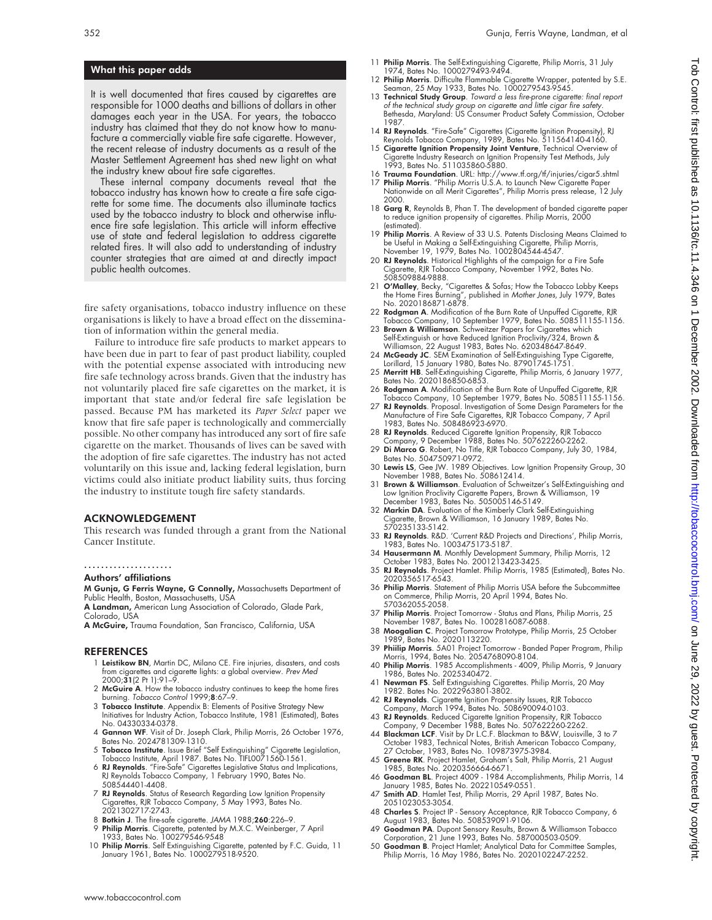## What this paper adds

It is well documented that fires caused by cigarettes are responsible for 1000 deaths and billions of dollars in other damages each year in the USA. For years, the tobacco industry has claimed that they do not know how to manufacture a commercially viable fire safe cigarette. However, the recent release of industry documents as a result of the Master Settlement Agreement has shed new light on what the industry knew about fire safe cigarettes.

These internal company documents reveal that the tobacco industry has known how to create a fire safe cigarette for some time. The documents also illuminate tactics used by the tobacco industry to block and otherwise influence fire safe legislation. This article will inform effective use of state and federal legislation to address cigarette related fires. It will also add to understanding of industry counter strategies that are aimed at and directly impact public health outcomes.

fire safety organisations, tobacco industry influence on these organisations is likely to have a broad effect on the dissemination of information within the general media.

Failure to introduce fire safe products to market appears to have been due in part to fear of past product liability, coupled with the potential expense associated with introducing new fire safe technology across brands. Given that the industry has not voluntarily placed fire safe cigarettes on the market, it is important that state and/or federal fire safe legislation be passed. Because PM has marketed its *Paper Select* paper we know that fire safe paper is technologically and commercially possible. No other company has introduced any sort of fire safe cigarette on the market. Thousands of lives can be saved with the adoption of fire safe cigarettes. The industry has not acted voluntarily on this issue and, lacking federal legislation, burn victims could also initiate product liability suits, thus forcing the industry to institute tough fire safety standards.

## ACKNOWLEDGEMENT

This research was funded through a grant from the National Cancer Institute.

### Authors' affiliations

**M Gunja, G Ferris Wayne, G Connolly,** Massachusetts Department of Public Health, Boston, Massachusetts, USA
**A Landman,** American Lung Association of Colorado, Glade Park, Colorado, USA
**A McGuire,** Trauma Foundation, San Francisco, California, USA

## REFERENCES

1. **Leistikow BN**, Martin DC, Milano CE. Fire injuries, disasters, and costs from cigarettes and cigarette lights: a global overview. *Prev Med* 2000;**31**(2 Pt 1):91–9.
2. **McGuire A**. How the tobacco industry continues to keep the home fires burning. *Tobacco Control* 1999;**8**:67–9.
3. **Tobacco Institute**. Appendix B: Elements of Positive Strategy New Initiatives for Industry Action, Tobacco Institute, 1981 (Estimated), Bates No. 04330334-0378.
4. **Gannon WF**. Visit of Dr. Joseph Clark, Philip Morris, 26 October 1976, Bates No. 2024781309-1310.
5. **Tobacco Institute**. Issue Brief "Self Extinguishing" Cigarette Legislation, Tobacco Institute, April 1987. Bates No. TIFL0071560-1561.
6. **RJ Reynolds**. "Fire-Safe" Cigarettes Legislative Status and Implications, RJ Reynolds Tobacco Company, 1 February 1990, Bates No. 508544401-4408.
7. **RJ Reynolds**. Status of Research Regarding Low Ignition Propensity Cigarettes, RJR Tobacco Company, 5 May 1993, Bates No. 2021302717-2743.
8. **Botkin J**. The fire-safe cigarette. *JAMA* 1988;**260**:226–9.
9. **Philip Morris**. Cigarette, patented by M.X.C. Weinberger, 7 April 1933, Bates No. 100279546-9548
10. **Philip Morris**. Self Extinguishing Cigarette, patented by F.C. Guida, 11 January 1961, Bates No. 1000279518-9520.
11. **Philip Morris**. The Self-Extinguishing Cigarette, Philip Morris, 31 July 1974, Bates No. 1000279493-9494.
12. **Philip Morris**. Difficulte Flammable Cigarette Wrapper, patented by S.E. Seaman, 25 May 1933, Bates No. 1000279543-9545.
13. **Technical Study Group**. *Toward a less fire-prone cigarette: final report of the technical study group on cigarette and little cigar fire safety.* Bethesda, Maryland: US Consumer Product Safety Commission, October 1987.
14. **RJ Reynolds**. "Fire-Safe" Cigarettes (Cigarette Ignition Propensity), RJ Reynolds Tobacco Company, 1989, Bates No. 511564140-4160.
15. **Cigarette Ignition Propensity Joint Venture**, Technical Overview of Cigarette Industry Research on Ignition Propensity Test Methods, July 1993, Bates No. 511035860-5880.
16. **Trauma Foundation**. URL: http://www.tf.org/tf/injuries/cigar5.shtml
17. **Philip Morris**. "Philip Morris U.S.A. to Launch New Cigarette Paper Nationwide on all Merit Cigarettes", Philip Morris press release, 12 July 2000.
18. **Garg R**, Reynolds B, Phan T. The development of banded cigarette paper to reduce ignition propensity of cigarettes. Philip Morris, 2000 (estimated).
19. **Philip Morris**. A Review of 33 U.S. Patents Disclosing Means Claimed to be Useful in Making a Self-Extinguishing Cigarette, Philip Morris, November 19, 1979, Bates No. 1002804544-4547.
20. **RJ Reynolds**. Historical Highlights of the campaign for a Fire Safe Cigarette, RJR Tobacco Company, November 1992, Bates No. 508509884-9888.
21. **O'Malley**, Becky, "Cigarettes & Sofas; How the Tobacco Lobby Keeps the Home Fires Burning", published in *Mother Jones*, July 1979, Bates No. 2020186871-6878.
22. **Rodgman A**. Modification of the Burn Rate of Unpuffed Cigarette, RJR Tobacco Company, 10 September 1979, Bates No. 508511155-1156.
23. **Brown & Williamson**. Schweitzer Papers for Cigarettes which Self-Extinguish or have Reduced Ignition Proclivity/324, Brown & Williamson, 22 August 1983, Bates No. 620348647-8649.
24. **McGeady JC**. SEM Examination of Self-Extinguishing Type Cigarette, Lorillard, 15 January 1980, Bates No. 87901745-1751.
25. **Merritt HB**. Self-Extinguishing Cigarette, Philip Morris, 6 January 1977, Bates No. 2020186850-6853.
26. **Rodgman A**. Modification of the Burn Rate of Unpuffed Cigarette, RJR Tobacco Company, 10 September 1979, Bates No. 508511155-1156.
27. **RJ Reynolds**. Proposal. Investigation of Some Design Parameters for the Manufacture of Fire Safe Cigarettes, RJR Tobacco Company, 7 April 1983, Bates No. 508486923-6970.
28. **RJ Reynolds**. Reduced Cigarette Ignition Propensity, RJR Tobacco Company, 9 December 1988, Bates No. 507622260-2262.
29. **Di Marco G**. Robert, No Title, RJR Tobacco Company, July 30, 1984, Bates No. 504750971-0972.
30. **Lewis LS**, Gee JW. 1989 Objectives. Low Ignition Propensity Group, 30 November 1988, Bates No. 508612414.
31. **Brown & Williamson**. Evaluation of Schweitzer's Self-Extinguishing and Low Ignition Proclivity Cigarette Papers, Brown & Williamson, 19 December 1983, Bates No. 505005146-5149.
32. **Markin DA**. Evaluation of the Kimberly Clark Self-Extinguishing Cigarette, Brown & Williamson, 16 January 1989, Bates No. 570235133-5142.
33. **RJ Reynolds**. R&D. 'Current R&D Projects and Directions', Philip Morris, 1983, Bates No. 1003475173-5187.
34. **Hausermann M**. Monthly Development Summary, Philip Morris, 12 October 1983, Bates No. 2001213423-3425.
35. **RJ Reynolds**. Project Hamlet. Philip Morris, 1985 (Estimated), Bates No. 2020356517-6543.
36. **Philip Morris**. Statement of Philip Morris USA before the Subcommittee on Commerce, Philip Morris, 20 April 1994, Bates No. 570362055-2058.
37. **Philip Morris**. Project Tomorrow - Status and Plans, Philip Morris, 25 November 1987, Bates No. 1002816087-6088.
38. **Moogalian C**. Project Tomorrow Prototype, Philip Morris, 25 October 1989, Bates No. 2020113220.
39. **Phiilip Morris**. 5A01 Project Tomorrow - Banded Paper Program, Philip Morris, 1994, Bates No. 2054768090-8104.
40. **Philip Morris**. 1985 Accomplishments - 4009, Philip Morris, 9 January 1986, Bates No. 2025340472.
41. **Newman FS**. Self Extinguishing Cigarettes. Philip Morris, 20 May 1982. Bates No. 2022963801-3802.
42. **RJ Reynolds**. Cigarette Ignition Propensity Issues, RJR Tobacco Company, March 1994, Bates No. 508690094-0103.
43. **RJ Reynolds**. Reduced Cigarette Ignition Propensity, RJR Tobacco Company, 9 December 1988, Bates No. 507622260-2262.
44. **Blackman LCF**. Visit by Dr L.C.F. Blackman to B&W, Louisville, 3 to 7 October 1983, Technical Notes, British American Tobacco Company, 27 October, 1983, Bates No. 109873975-3984.
45. **Greene RK**. Project Hamlet, Graham's Salt, Philip Morris, 21 August 1985, Bates No. 2020356664-6671.
46. **Goodman BL**. Project 4009 - 1984 Accomplishments, Philip Morris, 14 January 1985, Bates No. 202210549-0551.
47. **Smith AD**. Hamlet Test, Philip Morris, 29 April 1987, Bates No. 2051023053-3054.
48. **Charles S**. Project IP - Sensory Acceptance, RJR Tobacco Company, 6 August 1983, Bates No. 508539091-9106.
49. **Goodman PA**. Dupont Sensory Results, Brown & Williamson Tobacco Corporation, 21 June 1993, Bates No. 587000503-0509.
50. **Goodman B**. Project Hamlet; Analytical Data for Committee Samples, Philip Morris, 16 May 1986, Bates No. 2020122247-2252.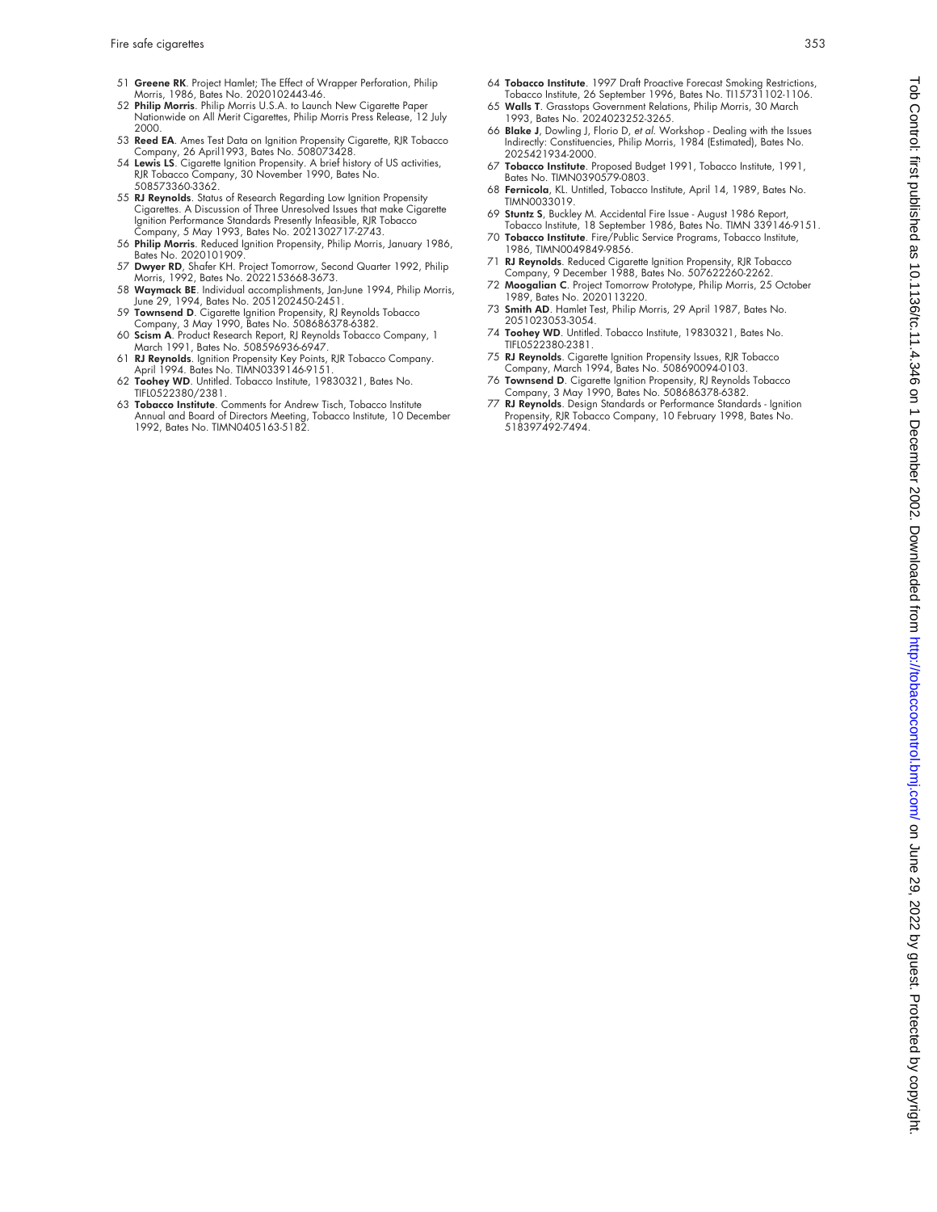51 **Greene RK**. Project Hamlet; The Effect of Wrapper Perforation, Philip Morris, 1986, Bates No. 2020102443-46.

52 **Philip Morris**. Philip Morris U.S.A. to Launch New Cigarette Paper Nationwide on All Merit Cigarettes, Philip Morris Press Release, 12 July 2000.

53 **Reed EA**. Ames Test Data on Ignition Propensity Cigarette, RJR Tobacco Company, 26 April1993, Bates No. 508073428.

54 **Lewis LS**. Cigarette Ignition Propensity. A brief history of US activities, RJR Tobacco Company, 30 November 1990, Bates No. 508573360-3362.

55 **RJ Reynolds**. Status of Research Regarding Low Ignition Propensity Cigarettes. A Discussion of Three Unresolved Issues that make Cigarette Ignition Performance Standards Presently Infeasible, RJR Tobacco Company, 5 May 1993, Bates No. 2021302717-2743.

56 **Philip Morris**. Reduced Ignition Propensity, Philip Morris, January 1986, Bates No. 2020101909.

57 **Dwyer RD**, Shafer KH. Project Tomorrow, Second Quarter 1992, Philip Morris, 1992, Bates No. 2022153668-3673.

58 **Waymack BE**. Individual accomplishments, Jan-June 1994, Philip Morris, June 29, 1994, Bates No. 2051202450-2451.

59 **Townsend D**. Cigarette Ignition Propensity, RJ Reynolds Tobacco Company, 3 May 1990, Bates No. 508686378-6382.

60 **Scism A**. Product Research Report, RJ Reynolds Tobacco Company, 1 March 1991, Bates No. 508596936-6947.

61 **RJ Reynolds**. Ignition Propensity Key Points, RJR Tobacco Company. April 1994. Bates No. TIMN0339146-9151.

62 **Toohey WD**. Untitled. Tobacco Institute, 19830321, Bates No. TIFL0522380/2381.

63 **Tobacco Institute**. Comments for Andrew Tisch, Tobacco Institute Annual and Board of Directors Meeting, Tobacco Institute, 10 December 1992, Bates No. TIMN0405163-5182.

64 **Tobacco Institute**. 1997 Draft Proactive Forecast Smoking Restrictions, Tobacco Institute, 26 September 1996, Bates No. TI15731102-1106.

65 **Walls T**. Grasstops Government Relations, Philip Morris, 30 March 1993, Bates No. 2024023252-3265.

66 **Blake J**, Dowling J, Florio D, *et al.* Workshop - Dealing with the Issues Indirectly: Constituencies, Philip Morris, 1984 (Estimated), Bates No. 2025421934-2000.

67 **Tobacco Institute**. Proposed Budget 1991, Tobacco Institute, 1991, Bates No. TIMN0390579-0803.

68 **Fernicola**, KL. Untitled, Tobacco Institute, April 14, 1989, Bates No. TIMN0033019.

69 **Stuntz S**, Buckley M. Accidental Fire Issue - August 1986 Report, Tobacco Institute, 18 September 1986, Bates No. TIMN 339146-9151.

70 **Tobacco Institute**. Fire/Public Service Programs, Tobacco Institute, 1986, TIMN0049849-9856.

71 **RJ Reynolds**. Reduced Cigarette Ignition Propensity, RJR Tobacco Company, 9 December 1988, Bates No. 507622260-2262.

72 **Moogalian C**. Project Tomorrow Prototype, Philip Morris, 25 October 1989, Bates No. 2020113220.

73 **Smith AD**. Hamlet Test, Philip Morris, 29 April 1987, Bates No. 2051023053-3054.

74 **Toohey WD**. Untitled. Tobacco Institute, 19830321, Bates No. TIFL0522380-2381.

75 **RJ Reynolds**. Cigarette Ignition Propensity Issues, RJR Tobacco Company, March 1994, Bates No. 508690094-0103.

76 **Townsend D**. Cigarette Ignition Propensity, RJ Reynolds Tobacco Company, 3 May 1990, Bates No. 508686378-6382.

77 **RJ Reynolds**. Design Standards or Performance Standards - Ignition Propensity, RJR Tobacco Company, 10 February 1998, Bates No. 518397492-7494.